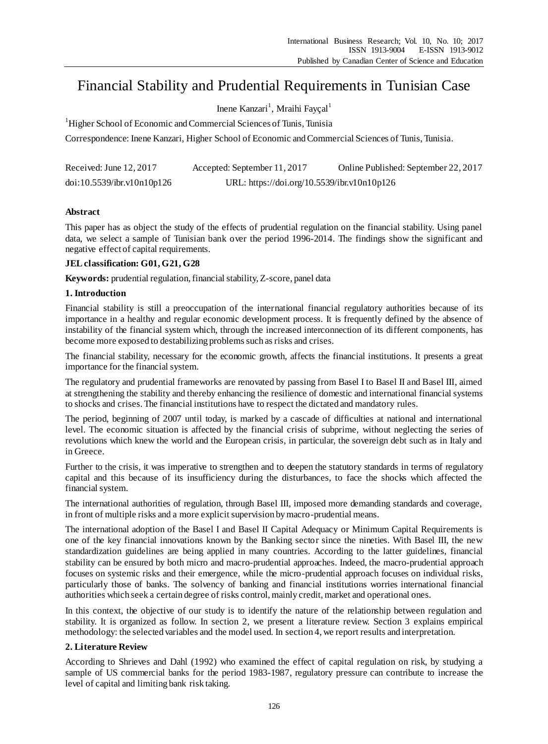# Financial Stability and Prudential Requirements in Tunisian Case

Inene Kanzari[1], Mraihi Fayçal[1]

[1]Higher School of Economic and Commercial Sciences of Tunis, Tunisia

Correspondence: Inene Kanzari, Higher School of Economic and Commercial Sciences of Tunis, Tunisia.

Received: June 12, 2017 Accepted: September 11, 2017 Online Published: September 22, 2017

doi:10.5539/ibr.v10n10p126 URL: https://doi.org/10.5539/ibr.v10n10p126

## Abstract

This paper has as object the study of the effects of prudential regulation on the financial stability. Using panel data, we select a sample of Tunisian bank over the period 1996-2014. The findings show the significant and negative effect of capital requirements.

**JEL classification: G01, G21, G28**

**Keywords:** prudential regulation, financial stability, Z-score, panel data

## 1. Introduction

Financial stability is still a preoccupation of the international financial regulatory authorities because of its importance in a healthy and regular economic development process. It is frequently defined by the absence of instability of the financial system which, through the increased interconnection of its different components, has become more exposed to destabilizing problems such as risks and crises.

The financial stability, necessary for the economic growth, affects the financial institutions. It presents a great importance for the financial system.

The regulatory and prudential frameworks are renovated by passing from Basel I to Basel II and Basel III, aimed at strengthening the stability and thereby enhancing the resilience of domestic and international financial systems to shocks and crises. The financial institutions have to respect the dictated and mandatory rules.

The period, beginning of 2007 until today, is marked by a cascade of difficulties at national and international level. The economic situation is affected by the financial crisis of subprime, without neglecting the series of revolutions which knew the world and the European crisis, in particular, the sovereign debt such as in Italy and in Greece.

Further to the crisis, it was imperative to strengthen and to deepen the statutory standards in terms of regulatory capital and this because of its insufficiency during the disturbances, to face the shocks which affected the financial system.

The international authorities of regulation, through Basel III, imposed more demanding standards and coverage, in front of multiple risks and a more explicit supervision by macro-prudential means.

The international adoption of the Basel I and Basel II Capital Adequacy or Minimum Capital Requirements is one of the key financial innovations known by the Banking sector since the nineties. With Basel III, the new standardization guidelines are being applied in many countries. According to the latter guidelines, financial stability can be ensured by both micro and macro-prudential approaches. Indeed, the macro-prudential approach focuses on systemic risks and their emergence, while the micro-prudential approach focuses on individual risks, particularly those of banks. The solvency of banking and financial institutions worries international financial authorities which seek a certain degree of risks control, mainly credit, market and operational ones.

In this context, the objective of our study is to identify the nature of the relationship between regulation and stability. It is organized as follow. In section 2, we present a literature review. Section 3 explains empirical methodology: the selected variables and the model used. In section 4, we report results and interpretation.

## 2. Literature Review

According to Shrieves and Dahl (1992) who examined the effect of capital regulation on risk, by studying a sample of US commercial banks for the period 1983-1987, regulatory pressure can contribute to increase the level of capital and limiting bank risk taking.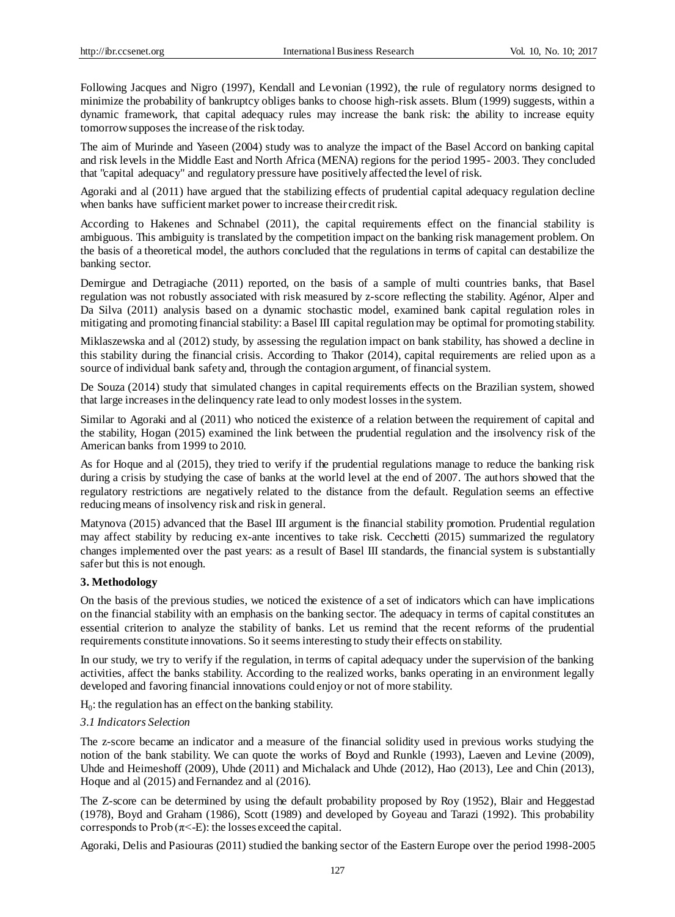Following Jacques and Nigro (1997), Kendall and Levonian (1992), the rule of regulatory norms designed to minimize the probability of bankruptcy obliges banks to choose high-risk assets. Blum (1999) suggests, within a dynamic framework, that capital adequacy rules may increase the bank risk: the ability to increase equity tomorrow supposes the increase of the risk today.

The aim of Murinde and Yaseen (2004) study was to analyze the impact of the Basel Accord on banking capital and risk levels in the Middle East and North Africa (MENA) regions for the period 1995- 2003. They concluded that "capital adequacy" and regulatory pressure have positively affected the level of risk.

Agoraki and al (2011) have argued that the stabilizing effects of prudential capital adequacy regulation decline when banks have sufficient market power to increase their credit risk.

According to Hakenes and Schnabel (2011), the capital requirements effect on the financial stability is ambiguous. This ambiguity is translated by the competition impact on the banking risk management problem. On the basis of a theoretical model, the authors concluded that the regulations in terms of capital can destabilize the banking sector.

Demirgue and Detragiache (2011) reported, on the basis of a sample of multi countries banks, that Basel regulation was not robustly associated with risk measured by z-score reflecting the stability. Agénor, Alper and Da Silva (2011) analysis based on a dynamic stochastic model, examined bank capital regulation roles in mitigating and promoting financial stability: a Basel III capital regulation may be optimal for promoting stability.

Miklaszewska and al (2012) study, by assessing the regulation impact on bank stability, has showed a decline in this stability during the financial crisis. According to Thakor (2014), capital requirements are relied upon as a source of individual bank safety and, through the contagion argument, of financial system.

De Souza (2014) study that simulated changes in capital requirements effects on the Brazilian system, showed that large increases in the delinquency rate lead to only modest losses in the system.

Similar to Agoraki and al (2011) who noticed the existence of a relation between the requirement of capital and the stability, Hogan (2015) examined the link between the prudential regulation and the insolvency risk of the American banks from 1999 to 2010.

As for Hoque and al (2015), they tried to verify if the prudential regulations manage to reduce the banking risk during a crisis by studying the case of banks at the world level at the end of 2007. The authors showed that the regulatory restrictions are negatively related to the distance from the default. Regulation seems an effective reducing means of insolvency risk and risk in general.

Matynova (2015) advanced that the Basel III argument is the financial stability promotion. Prudential regulation may affect stability by reducing ex-ante incentives to take risk. Cecchetti (2015) summarized the regulatory changes implemented over the past years: as a result of Basel III standards, the financial system is substantially safer but this is not enough.

## 3. Methodology

On the basis of the previous studies, we noticed the existence of a set of indicators which can have implications on the financial stability with an emphasis on the banking sector. The adequacy in terms of capital constitutes an essential criterion to analyze the stability of banks. Let us remind that the recent reforms of the prudential requirements constitute innovations. So it seems interesting to study their effects on stability.

In our study, we try to verify if the regulation, in terms of capital adequacy under the supervision of the banking activities, affect the banks stability. According to the realized works, banks operating in an environment legally developed and favoring financial innovations could enjoy or not of more stability.

$H_0$: the regulation has an effect on the banking stability.

### *3.1 Indicators Selection*

The z-score became an indicator and a measure of the financial solidity used in previous works studying the notion of the bank stability. We can quote the works of Boyd and Runkle (1993), Laeven and Levine (2009), Uhde and Heimeshoff (2009), Uhde (2011) and Michalack and Uhde (2012), Hao (2013), Lee and Chin (2013), Hoque and al (2015) and Fernandez and al (2016).

The Z-score can be determined by using the default probability proposed by Roy (1952), Blair and Heggestad (1978), Boyd and Graham (1986), Scott (1989) and developed by Goyeau and Tarazi (1992). This probability corresponds to Prob ($\pi$<-E): the losses exceed the capital.

Agoraki, Delis and Pasiouras (2011) studied the banking sector of the Eastern Europe over the period 1998-2005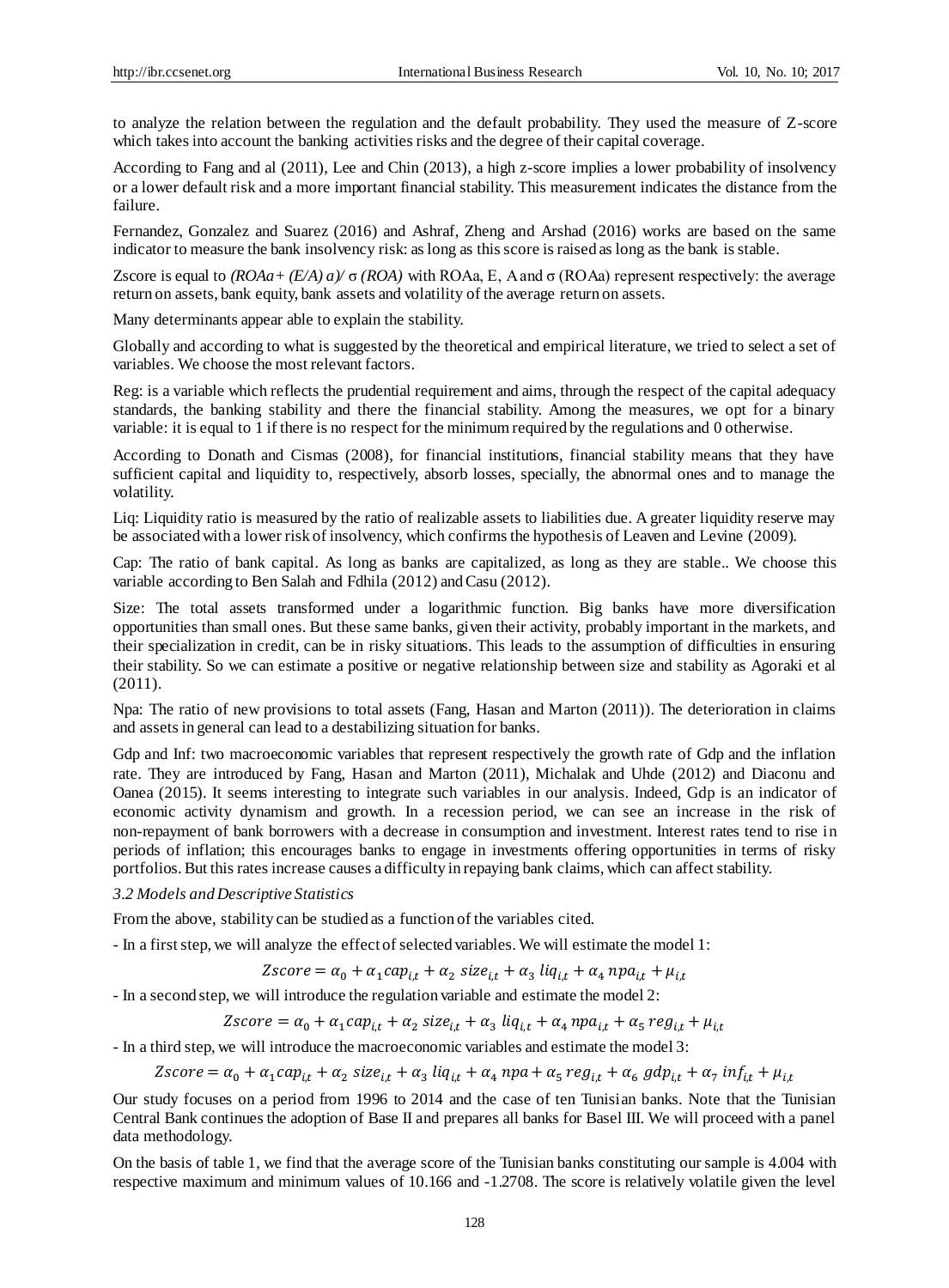to analyze the relation between the regulation and the default probability. They used the measure of Z-score which takes into account the banking activities risks and the degree of their capital coverage.

According to Fang and al (2011), Lee and Chin (2013), a high z-score implies a lower probability of insolvency or a lower default risk and a more important financial stability. This measurement indicates the distance from the failure.

Fernandez, Gonzalez and Suarez (2016) and Ashraf, Zheng and Arshad (2016) works are based on the same indicator to measure the bank insolvency risk: as long as this score is raised as long as the bank is stable.

Zscore is equal to *(ROAa + (E/A) a)/ σ (ROA)* with ROAa, E, A and σ (ROAa) represent respectively: the average return on assets, bank equity, bank assets and volatility of the average return on assets.

Many determinants appear able to explain the stability.

Globally and according to what is suggested by the theoretical and empirical literature, we tried to select a set of variables. We choose the most relevant factors.

Reg: is a variable which reflects the prudential requirement and aims, through the respect of the capital adequacy standards, the banking stability and there the financial stability. Among the measures, we opt for a binary variable: it is equal to 1 if there is no respect for the minimum required by the regulations and 0 otherwise.

According to Donath and Cismas (2008), for financial institutions, financial stability means that they have sufficient capital and liquidity to, respectively, absorb losses, specially, the abnormal ones and to manage the volatility.

Liq: Liquidity ratio is measured by the ratio of realizable assets to liabilities due. A greater liquidity reserve may be associated with a lower risk of insolvency, which confirms the hypothesis of Leaven and Levine (2009).

Cap: The ratio of bank capital. As long as banks are capitalized, as long as they are stable.. We choose this variable according to Ben Salah and Fdhila (2012) and Casu (2012).

Size: The total assets transformed under a logarithmic function. Big banks have more diversification opportunities than small ones. But these same banks, given their activity, probably important in the markets, and their specialization in credit, can be in risky situations. This leads to the assumption of difficulties in ensuring their stability. So we can estimate a positive or negative relationship between size and stability as Agoraki et al (2011).

Npa: The ratio of new provisions to total assets (Fang, Hasan and Marton (2011)). The deterioration in claims and assets in general can lead to a destabilizing situation for banks.

Gdp and Inf: two macroeconomic variables that represent respectively the growth rate of Gdp and the inflation rate. They are introduced by Fang, Hasan and Marton (2011), Michalak and Uhde (2012) and Diaconu and Oanea (2015). It seems interesting to integrate such variables in our analysis. Indeed, Gdp is an indicator of economic activity dynamism and growth. In a recession period, we can see an increase in the risk of non-repayment of bank borrowers with a decrease in consumption and investment. Interest rates tend to rise in periods of inflation; this encourages banks to engage in investments offering opportunities in terms of risky portfolios. But this rates increase causes a difficulty in repaying bank claims, which can affect stability.

### 3.2 Models and Descriptive Statistics

From the above, stability can be studied as a function of the variables cited.

- In a first step, we will analyze the effect of selected variables. We will estimate the model 1:

$$Zscore = \alpha_0 + \alpha_1 cap_{i,t} + \alpha_2\ size_{i,t} + \alpha_3\ liq_{i,t} + \alpha_4\ npa_{i,t} + \mu_{i,t}$$

- In a second step, we will introduce the regulation variable and estimate the model 2:

$$Zscore = \alpha_0 + \alpha_1 cap_{i,t} + \alpha_2\ size_{i,t} + \alpha_3\ liq_{i,t} + \alpha_4\ npa_{i,t} + \alpha_5\ reg_{i,t} + \mu_{i,t}$$

- In a third step, we will introduce the macroeconomic variables and estimate the model 3:

$$Zscore = \alpha_0 + \alpha_1 cap_{i,t} + \alpha_2\ size_{i,t} + \alpha_3\ liq_{i,t} + \alpha_4\ npa + \alpha_5\ reg_{i,t} + \alpha_6\ gdp_{i,t} + \alpha_7\ inf_{i,t} + \mu_{i,t}$$

Our study focuses on a period from 1996 to 2014 and the case of ten Tunisian banks. Note that the Tunisian Central Bank continues the adoption of Base II and prepares all banks for Basel III. We will proceed with a panel data methodology.

On the basis of table 1, we find that the average score of the Tunisian banks constituting our sample is 4.004 with respective maximum and minimum values of 10.166 and -1.2708. The score is relatively volatile given the level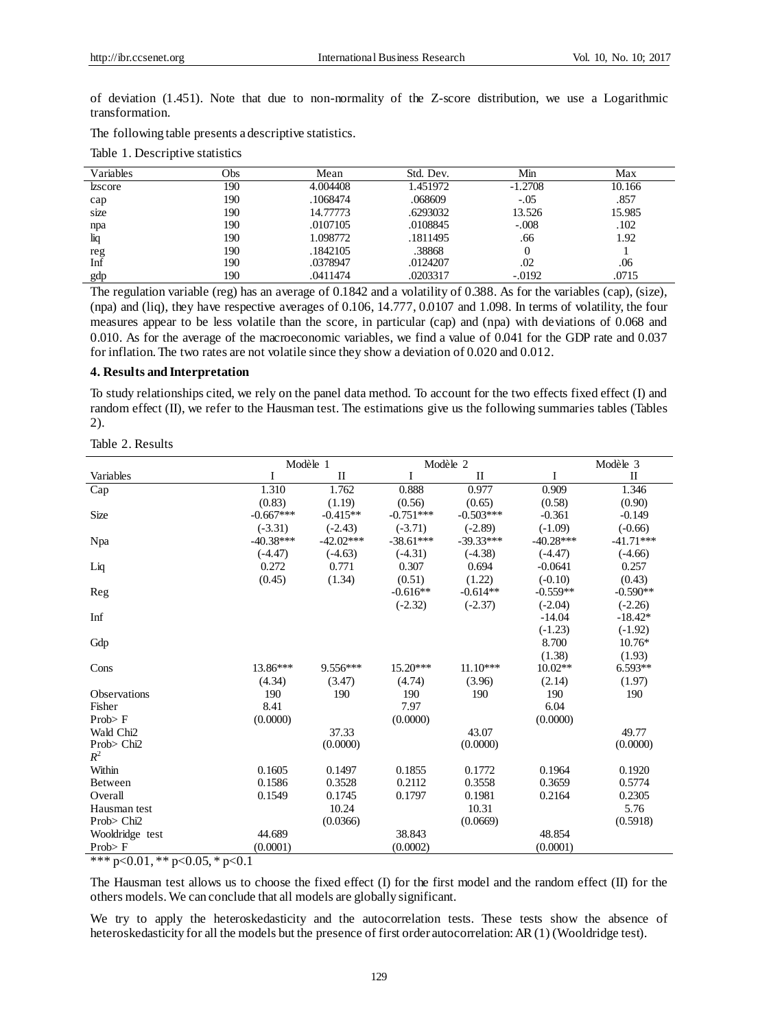of deviation (1.451). Note that due to non-normality of the Z-score distribution, we use a Logarithmic transformation.

The following table presents a descriptive statistics.

Table 1. Descriptive statistics

| Variables | Obs | Mean | Std. Dev. | Min | Max |
|---|---|---|---|---|---|
| lzscore | 190 | 4.004408 | 1.451972 | -1.2708 | 10.166 |
| cap | 190 | .1068474 | .068609 | -.05 | .857 |
| size | 190 | 14.77773 | .6293032 | 13.526 | 15.985 |
| npa | 190 | .0107105 | .0108845 | -.008 | .102 |
| liq | 190 | 1.098772 | .1811495 | .66 | 1.92 |
| reg | 190 | .1842105 | .38868 | 0 | 1 |
| Inf | 190 | .0378947 | .0124207 | .02 | .06 |
| gdp | 190 | .0411474 | .0203317 | -.0192 | .0715 |

The regulation variable (reg) has an average of 0.1842 and a volatility of 0.388. As for the variables (cap), (size), (npa) and (liq), they have respective averages of 0.106, 14.777, 0.0107 and 1.098. In terms of volatility, the four measures appear to be less volatile than the score, in particular (cap) and (npa) with deviations of 0.068 and 0.010. As for the average of the macroeconomic variables, we find a value of 0.041 for the GDP rate and 0.037 for inflation. The two rates are not volatile since they show a deviation of 0.020 and 0.012.

## 4. Results and Interpretation

To study relationships cited, we rely on the panel data method. To account for the two effects fixed effect (I) and random effect (II), we refer to the Hausman test. The estimations give us the following summaries tables (Tables 2).

Table 2. Results

| | Modèle 1 | | Modèle 2 | | Modèle 3 | |
|---|---|---|---|---|---|---|
| Variables | I | II | I | II | I | II |
| Cap | 1.310 | 1.762 | 0.888 | 0.977 | 0.909 | 1.346 |
| | (0.83) | (1.19) | (0.56) | (0.65) | (0.58) | (0.90) |
| Size | -0.667*** | -0.415** | -0.751*** | -0.503*** | -0.361 | -0.149 |
| | (-3.31) | (-2.43) | (-3.71) | (-2.89) | (-1.09) | (-0.66) |
| Npa | -40.38*** | -42.02*** | -38.61*** | -39.33*** | -40.28*** | -41.71*** |
| | (-4.47) | (-4.63) | (-4.31) | (-4.38) | (-4.47) | (-4.66) |
| Liq | 0.272 | 0.771 | 0.307 | 0.694 | -0.0641 | 0.257 |
| | (0.45) | (1.34) | (0.51) | (1.22) | (-0.10) | (0.43) |
| Reg | | | -0.616** | -0.614** | -0.559** | -0.590** |
| | | | (-2.32) | (-2.37) | (-2.04) | (-2.26) |
| Inf | | | | | -14.04 | -18.42* |
| | | | | | (-1.23) | (-1.92) |
| Gdp | | | | | 8.700 | 10.76* |
| | | | | | (1.38) | (1.93) |
| Cons | 13.86*** | 9.556*** | 15.20*** | 11.10*** | 10.02** | 6.593** |
| | (4.34) | (3.47) | (4.74) | (3.96) | (2.14) | (1.97) |
| Observations | 190 | 190 | 190 | 190 | 190 | 190 |
| Fisher | 8.41 | | 7.97 | | 6.04 | |
| Prob> F | (0.0000) | | (0.0000) | | (0.0000) | |
| Wald Chi2 | | 37.33 | | 43.07 | | 49.77 |
| Prob> Chi2 | | (0.0000) | | (0.0000) | | (0.0000) |
| $R^2$ | | | | | | |
| Within | 0.1605 | 0.1497 | 0.1855 | 0.1772 | 0.1964 | 0.1920 |
| Between | 0.1586 | 0.3528 | 0.2112 | 0.3558 | 0.3659 | 0.5774 |
| Overall | 0.1549 | 0.1745 | 0.1797 | 0.1981 | 0.2164 | 0.2305 |
| Hausman test | | 10.24 | | 10.31 | | 5.76 |
| Prob> Chi2 | | (0.0366) | | (0.0669) | | (0.5918) |
| Wooldridge test | 44.689 | | 38.843 | | 48.854 | |
| Prob> F | (0.0001) | | (0.0002) | | (0.0001) | |

*** $p<0.01$, ** $p<0.05$, * $p<0.1$

The Hausman test allows us to choose the fixed effect (I) for the first model and the random effect (II) for the others models. We can conclude that all models are globally significant.

We try to apply the heteroskedasticity and the autocorrelation tests. These tests show the absence of heteroskedasticity for all the models but the presence of first order autocorrelation: AR (1) (Wooldridge test).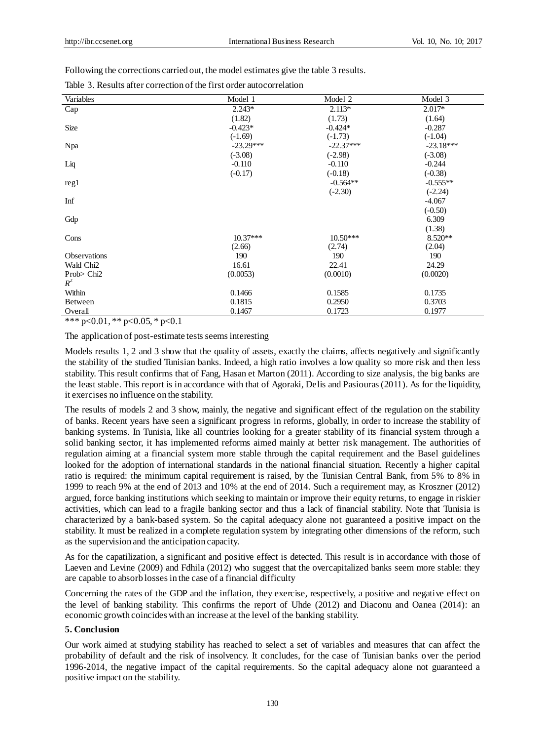Following the corrections carried out, the model estimates give the table 3 results.

Table 3. Results after correction of the first order autocorrelation

| Variables | Model 1 | Model 2 | Model 3 |
|---|---|---|---|
| Cap | 2.243* | 2.113* | 2.017* |
| | (1.82) | (1.73) | (1.64) |
| Size | -0.423* | -0.424* | -0.287 |
| | (-1.69) | (-1.73) | (-1.04) |
| Npa | -23.29*** | -22.37*** | -23.18*** |
| | (-3.08) | (-2.98) | (-3.08) |
| Liq | -0.110 | -0.110 | -0.244 |
| | (-0.17) | (-0.18) | (-0.38) |
| reg1 | | -0.564** | -0.555** |
| | | (-2.30) | (-2.24) |
| Inf | | | -4.067 |
| | | | (-0.50) |
| Gdp | | | 6.309 |
| | | | (1.38) |
| Cons | 10.37*** | 10.50*** | 8.520** |
| | (2.66) | (2.74) | (2.04) |
| Observations | 190 | 190 | 190 |
| Wald Chi2 | 16.61 | 22.41 | 24.29 |
| Prob> Chi2 | (0.0053) | (0.0010) | (0.0020) |
| $R^2$ | | | |
| Within | 0.1466 | 0.1585 | 0.1735 |
| Between | 0.1815 | 0.2950 | 0.3703 |
| Overall | 0.1467 | 0.1723 | 0.1977 |

*** p<0.01, ** p<0.05, * p<0.1

The application of post-estimate tests seems interesting

Models results 1, 2 and 3 show that the quality of assets, exactly the claims, affects negatively and significantly the stability of the studied Tunisian banks. Indeed, a high ratio involves a low quality so more risk and then less stability. This result confirms that of Fang, Hasan et Marton (2011). According to size analysis, the big banks are the least stable. This report is in accordance with that of Agoraki, Delis and Pasiouras (2011). As for the liquidity, it exercises no influence on the stability.

The results of models 2 and 3 show, mainly, the negative and significant effect of the regulation on the stability of banks. Recent years have seen a significant progress in reforms, globally, in order to increase the stability of banking systems. In Tunisia, like all countries looking for a greater stability of its financial system through a solid banking sector, it has implemented reforms aimed mainly at better risk management. The authorities of regulation aiming at a financial system more stable through the capital requirement and the Basel guidelines looked for the adoption of international standards in the national financial situation. Recently a higher capital ratio is required: the minimum capital requirement is raised, by the Tunisian Central Bank, from 5% to 8% in 1999 to reach 9% at the end of 2013 and 10% at the end of 2014. Such a requirement may, as Kroszner (2012) argued, force banking institutions which seeking to maintain or improve their equity returns, to engage in riskier activities, which can lead to a fragile banking sector and thus a lack of financial stability. Note that Tunisia is characterized by a bank-based system. So the capital adequacy alone not guaranteed a positive impact on the stability. It must be realized in a complete regulation system by integrating other dimensions of the reform, such as the supervision and the anticipation capacity.

As for the capatilization, a significant and positive effect is detected. This result is in accordance with those of Laeven and Levine (2009) and Fdhila (2012) who suggest that the overcapitalized banks seem more stable: they are capable to absorb losses in the case of a financial difficulty

Concerning the rates of the GDP and the inflation, they exercise, respectively, a positive and negative effect on the level of banking stability. This confirms the report of Uhde (2012) and Diaconu and Oanea (2014): an economic growth coincides with an increase at the level of the banking stability.

## 5. Conclusion

Our work aimed at studying stability has reached to select a set of variables and measures that can affect the probability of default and the risk of insolvency. It concludes, for the case of Tunisian banks over the period 1996-2014, the negative impact of the capital requirements. So the capital adequacy alone not guaranteed a positive impact on the stability.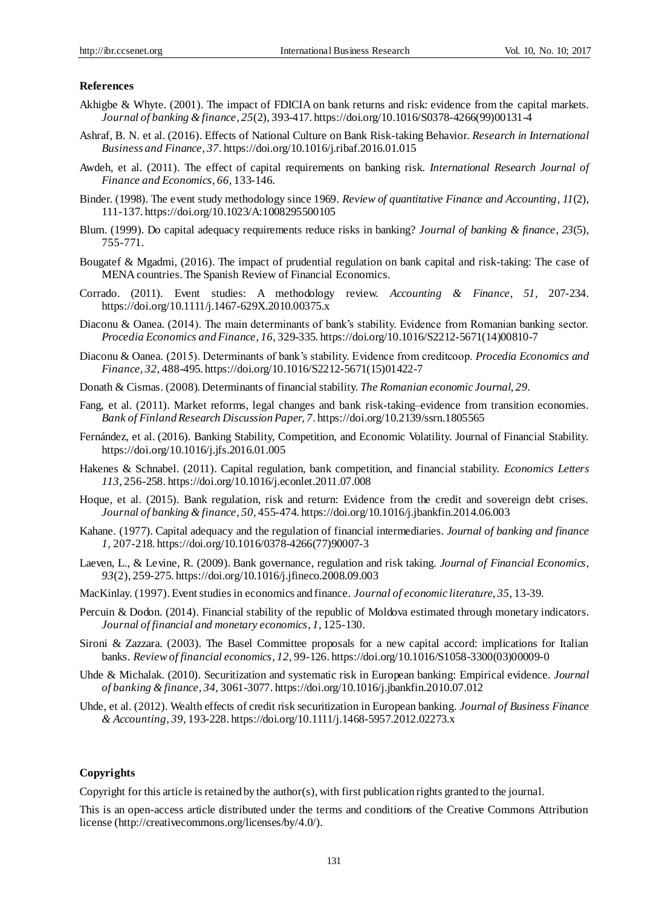### References

Akhigbe & Whyte. (2001). The impact of FDICIA on bank returns and risk: evidence from the capital markets. *Journal of banking & finance, 25*(2), 393-417. https://doi.org/10.1016/S0378-4266(99)00131-4

Ashraf, B. N. et al. (2016). Effects of National Culture on Bank Risk-taking Behavior. *Research in International Business and Finance, 37*. https://doi.org/10.1016/j.ribaf.2016.01.015

Awdeh, et al. (2011). The effect of capital requirements on banking risk. *International Research Journal of Finance and Economics, 66*, 133-146.

Binder. (1998). The event study methodology since 1969. *Review of quantitative Finance and Accounting, 11*(2), 111-137. https://doi.org/10.1023/A:1008295500105

Blum. (1999). Do capital adequacy requirements reduce risks in banking? *Journal of banking & finance, 23*(5), 755-771.

Bougatef & Mgadmi, (2016). The impact of prudential regulation on bank capital and risk-taking: The case of MENA countries. The Spanish Review of Financial Economics.

Corrado. (2011). Event studies: A methodology review. *Accounting & Finance, 51*, 207-234. https://doi.org/10.1111/j.1467-629X.2010.00375.x

Diaconu & Oanea. (2014). The main determinants of bank's stability. Evidence from Romanian banking sector. *Procedia Economics and Finance, 16*, 329-335. https://doi.org/10.1016/S2212-5671(14)00810-7

Diaconu & Oanea. (2015). Determinants of bank's stability. Evidence from creditcoop. *Procedia Economics and Finance, 32*, 488-495. https://doi.org/10.1016/S2212-5671(15)01422-7

Donath & Cismas. (2008). Determinants of financial stability. *The Romanian economic Journal, 29*.

Fang, et al. (2011). Market reforms, legal changes and bank risk-taking–evidence from transition economies. *Bank of Finland Research Discussion Paper, 7*. https://doi.org/10.2139/ssrn.1805565

Fernández, et al. (2016). Banking Stability, Competition, and Economic Volatility. Journal of Financial Stability. https://doi.org/10.1016/j.jfs.2016.01.005

Hakenes & Schnabel. (2011). Capital regulation, bank competition, and financial stability. *Economics Letters 113*, 256-258. https://doi.org/10.1016/j.econlet.2011.07.008

Hoque, et al. (2015). Bank regulation, risk and return: Evidence from the credit and sovereign debt crises. *Journal of banking & finance, 50*, 455-474. https://doi.org/10.1016/j.jbankfin.2014.06.003

Kahane. (1977). Capital adequacy and the regulation of financial intermediaries. *Journal of banking and finance 1*, 207-218. https://doi.org/10.1016/0378-4266(77)90007-3

Laeven, L., & Levine, R. (2009). Bank governance, regulation and risk taking. *Journal of Financial Economics, 93*(2), 259-275. https://doi.org/10.1016/j.jfineco.2008.09.003

MacKinlay. (1997). Event studies in economics and finance. *Journal of economic literature, 35*, 13-39.

Percuin & Dodon. (2014). Financial stability of the republic of Moldova estimated through monetary indicators. *Journal of financial and monetary economics, 1*, 125-130.

Sironi & Zazzara. (2003). The Basel Committee proposals for a new capital accord: implications for Italian banks. *Review of financial economics, 12*, 99-126. https://doi.org/10.1016/S1058-3300(03)00009-0

Uhde & Michalak. (2010). Securitization and systematic risk in European banking: Empirical evidence. *Journal of banking & finance, 34*, 3061-3077. https://doi.org/10.1016/j.jbankfin.2010.07.012

Uhde, et al. (2012). Wealth effects of credit risk securitization in European banking. *Journal of Business Finance & Accounting, 39*, 193-228. https://doi.org/10.1111/j.1468-5957.2012.02273.x

### Copyrights

Copyright for this article is retained by the author(s), with first publication rights granted to the journal.

This is an open-access article distributed under the terms and conditions of the Creative Commons Attribution license (http://creativecommons.org/licenses/by/4.0/).